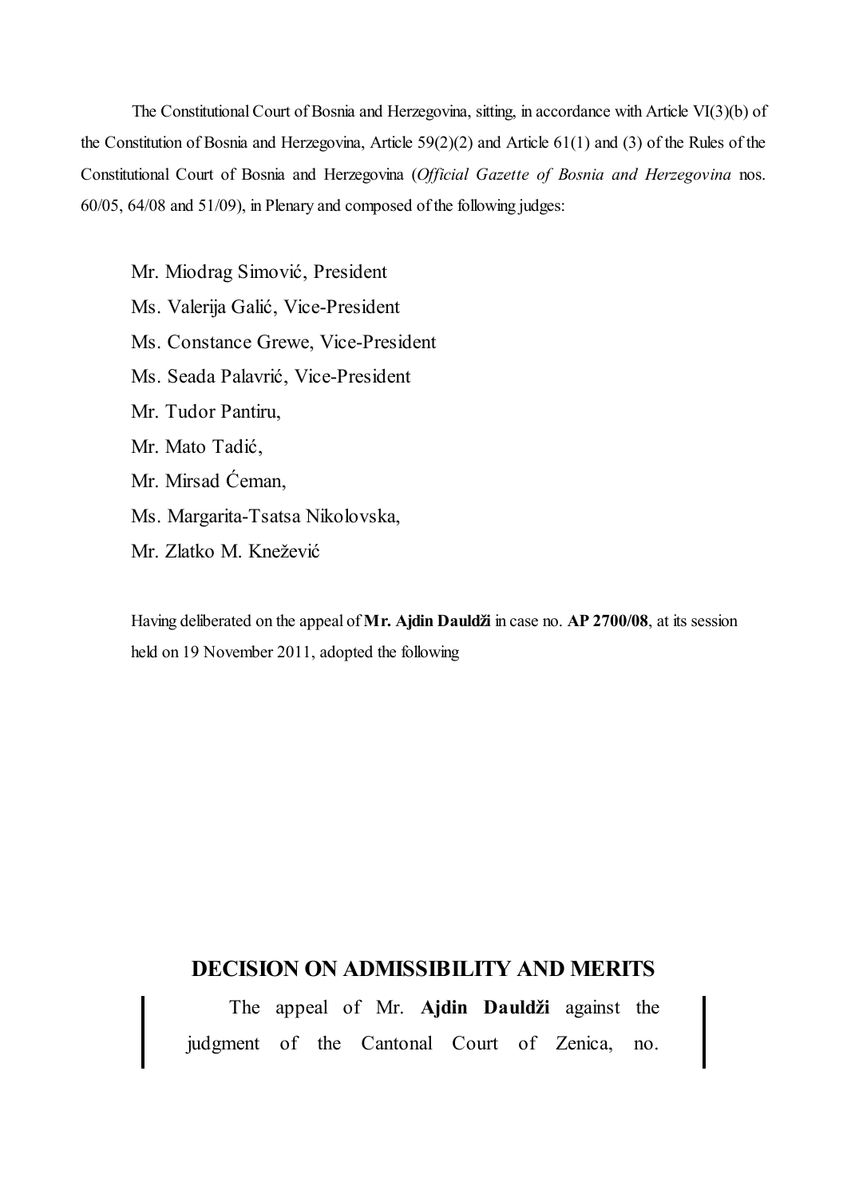The Constitutional Court of Bosnia and Herzegovina, sitting, in accordance with Article VI(3)(b) of the Constitution of Bosnia and Herzegovina, Article 59(2)(2) and Article 61(1) and (3) of the Rules of the Constitutional Court of Bosnia and Herzegovina (*Official Gazette of Bosnia and Herzegovina* nos. 60/05, 64/08 and 51/09), in Plenary and composed of the following judges:

Mr. Miodrag Simović, President

Ms. Valerija Galić, Vice-President

Ms. Constance Grewe, Vice-President

Ms. Seada Palavrić, Vice-President

Mr. Tudor Pantiru,

Mr. Mato Tadić,

Mr. Mirsad Ćeman,

Ms. Margarita-Tsatsa Nikolovska,

Mr. Zlatko M. Knežević

Having deliberated on the appeal of **Mr. Ajdin Dauldži** in case no. **AP 2700/08**, at its session held on 19 November 2011, adopted the following

## DECISION ON ADMISSIBILITY AND MERITS

The appeal of Mr. **Ajdin Dauldži** against the judgment of the Cantonal Court of Zenica, no.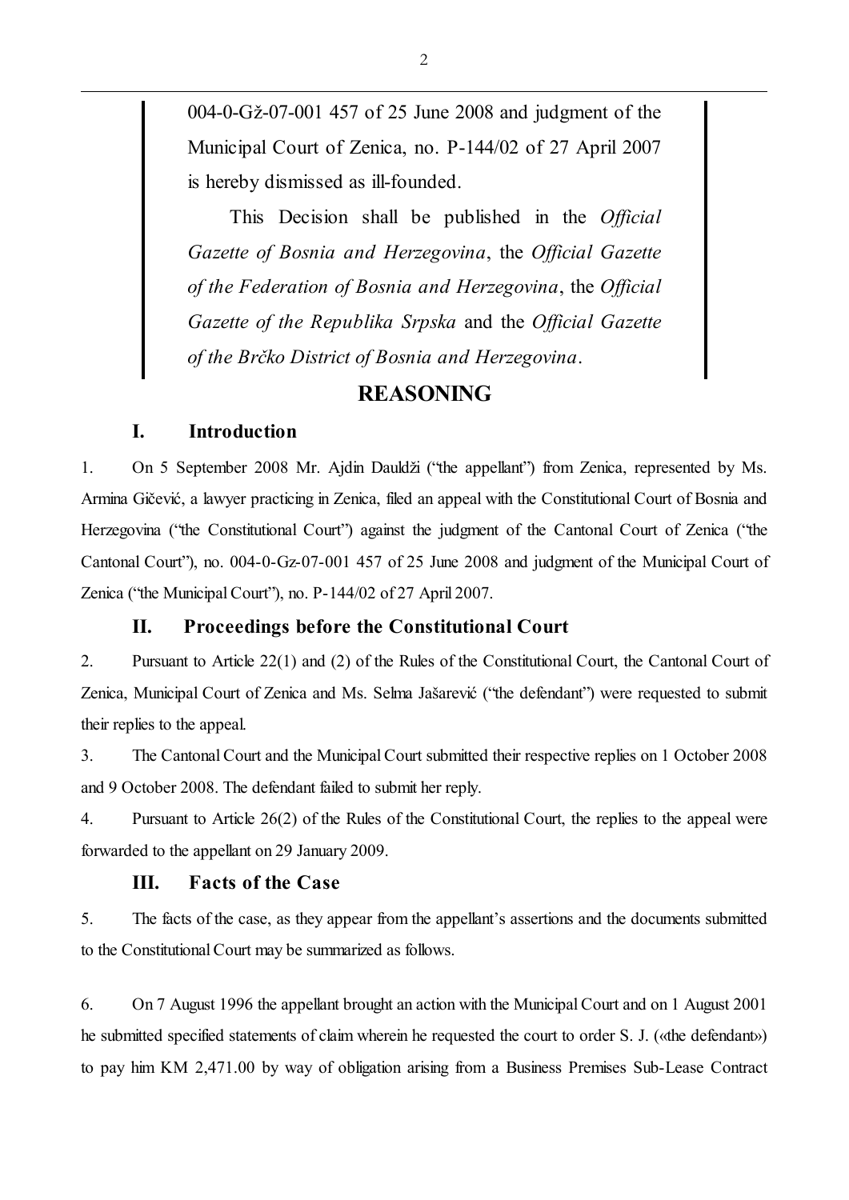004-0-Gž-07-001 457 of 25 June 2008 and judgment of the Municipal Court of Zenica, no. P-144/02 of 27 April 2007 is hereby dismissed as ill-founded.

This Decision shall be published in the *Official Gazette of Bosnia and Herzegovina*, the *Official Gazette of the Federation of Bosnia and Herzegovina*, the *Official Gazette of the Republika Srpska* and the *Official Gazette of the Brčko District of Bosnia and Herzegovina*.

# REASONING

## I. Introduction

1. On 5 September 2008 Mr. Ajdin Dauldži ("the appellant") from Zenica, represented by Ms. Armina Gičević, a lawyer practicing in Zenica, filed an appeal with the Constitutional Court of Bosnia and Herzegovina ("the Constitutional Court") against the judgment of the Cantonal Court of Zenica ("the Cantonal Court"), no. 004-0-Gz-07-001 457 of 25 June 2008 and judgment of the Municipal Court of Zenica ("the Municipal Court"), no. P-144/02 of 27 April 2007.

## II. Proceedings before the Constitutional Court

2. Pursuant to Article 22(1) and (2) of the Rules of the Constitutional Court, the Cantonal Court of Zenica, Municipal Court of Zenica and Ms. Selma Jašarević ("the defendant") were requested to submit their replies to the appeal.

3. The Cantonal Court and the Municipal Court submitted their respective replies on 1 October 2008 and 9 October 2008. The defendant failed to submit her reply.

4. Pursuant to Article 26(2) of the Rules of the Constitutional Court, the replies to the appeal were forwarded to the appellant on 29 January 2009.

## III. Facts of the Case

5. The facts of the case, as they appear from the appellant's assertions and the documents submitted to the Constitutional Court may be summarized as follows.

6. On 7 August 1996 the appellant brought an action with the Municipal Court and on 1 August 2001 he submitted specified statements of claim wherein he requested the court to order S. J. («the defendant») to pay him KM 2,471.00 by way of obligation arising from a Business Premises Sub-Lease Contract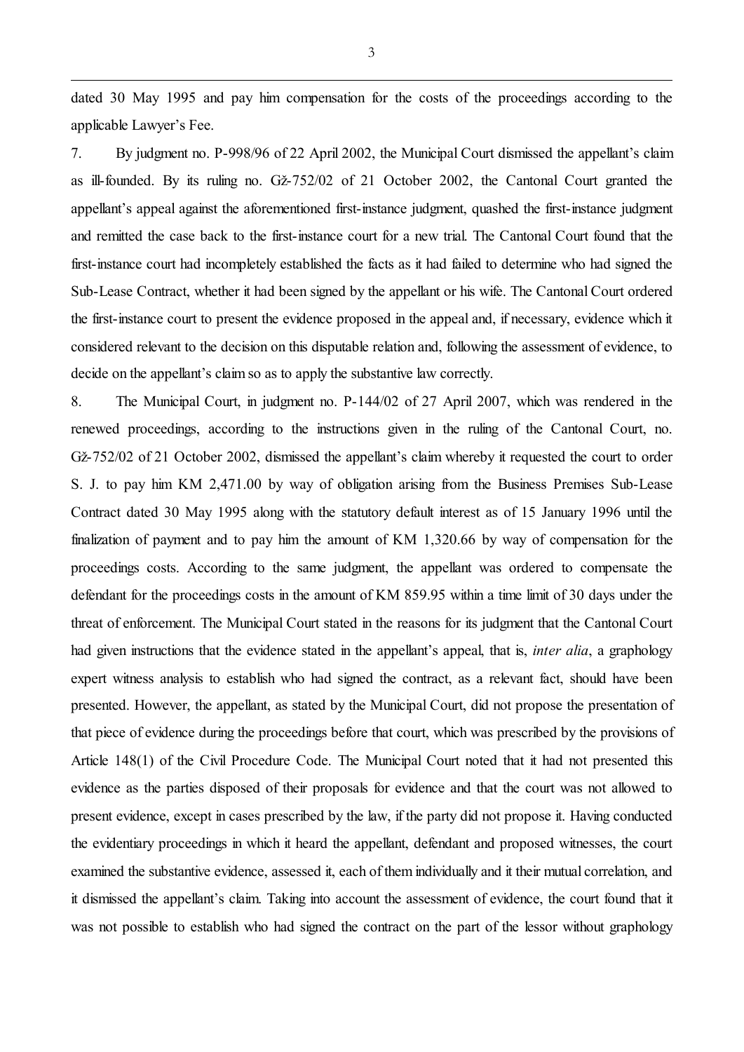dated 30 May 1995 and pay him compensation for the costs of the proceedings according to the applicable Lawyer's Fee.

7. By judgment no. P-998/96 of 22 April 2002, the Municipal Court dismissed the appellant's claim as ill-founded. By its ruling no. Gž-752/02 of 21 October 2002, the Cantonal Court granted the appellant's appeal against the aforementioned first-instance judgment, quashed the first-instance judgment and remitted the case back to the first-instance court for a new trial. The Cantonal Court found that the first-instance court had incompletely established the facts as it had failed to determine who had signed the Sub-Lease Contract, whether it had been signed by the appellant or his wife. The Cantonal Court ordered the first-instance court to present the evidence proposed in the appeal and, if necessary, evidence which it considered relevant to the decision on this disputable relation and, following the assessment of evidence, to decide on the appellant's claim so as to apply the substantive law correctly.

8. The Municipal Court, in judgment no. P-144/02 of 27 April 2007, which was rendered in the renewed proceedings, according to the instructions given in the ruling of the Cantonal Court, no. Gž-752/02 of 21 October 2002, dismissed the appellant's claim whereby it requested the court to order S. J. to pay him KM 2,471.00 by way of obligation arising from the Business Premises Sub-Lease Contract dated 30 May 1995 along with the statutory default interest as of 15 January 1996 until the finalization of payment and to pay him the amount of KM 1,320.66 by way of compensation for the proceedings costs. According to the same judgment, the appellant was ordered to compensate the defendant for the proceedings costs in the amount of KM 859.95 within a time limit of 30 days under the threat of enforcement. The Municipal Court stated in the reasons for its judgment that the Cantonal Court had given instructions that the evidence stated in the appellant's appeal, that is, *inter alia*, a graphology expert witness analysis to establish who had signed the contract, as a relevant fact, should have been presented. However, the appellant, as stated by the Municipal Court, did not propose the presentation of that piece of evidence during the proceedings before that court, which was prescribed by the provisions of Article 148(1) of the Civil Procedure Code. The Municipal Court noted that it had not presented this evidence as the parties disposed of their proposals for evidence and that the court was not allowed to present evidence, except in cases prescribed by the law, if the party did not propose it. Having conducted the evidentiary proceedings in which it heard the appellant, defendant and proposed witnesses, the court examined the substantive evidence, assessed it, each of them individually and it their mutual correlation, and it dismissed the appellant's claim. Taking into account the assessment of evidence, the court found that it was not possible to establish who had signed the contract on the part of the lessor without graphology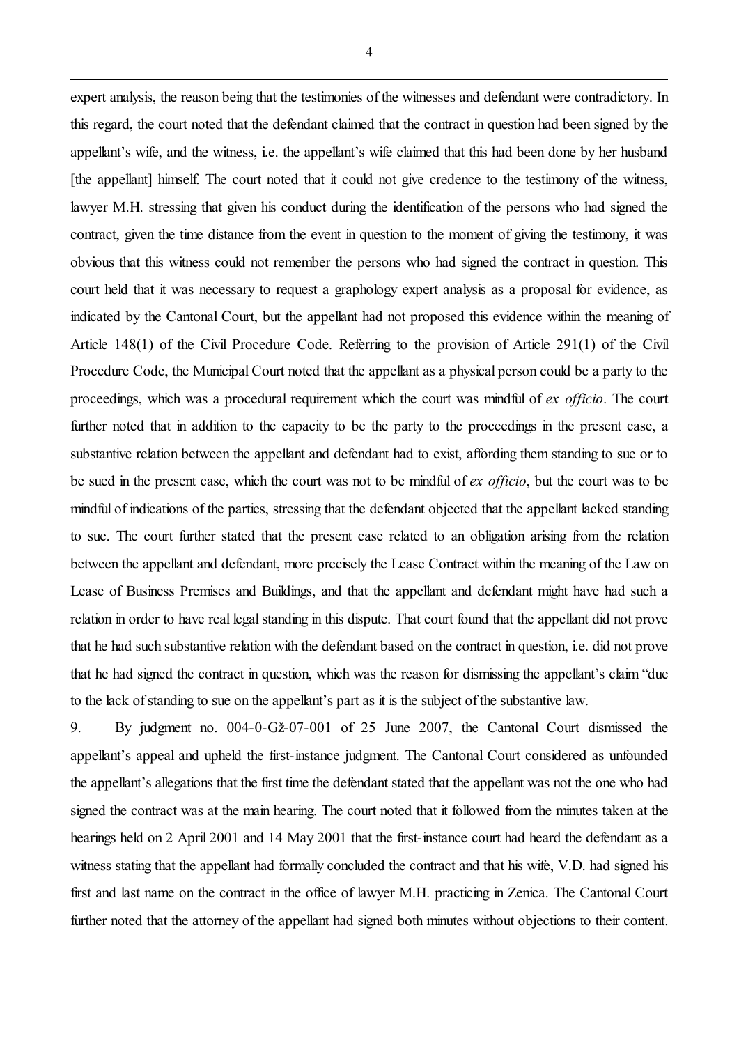expert analysis, the reason being that the testimonies of the witnesses and defendant were contradictory. In this regard, the court noted that the defendant claimed that the contract in question had been signed by the appellant's wife, and the witness, i.e. the appellant's wife claimed that this had been done by her husband [the appellant] himself. The court noted that it could not give credence to the testimony of the witness, lawyer M.H. stressing that given his conduct during the identification of the persons who had signed the contract, given the time distance from the event in question to the moment of giving the testimony, it was obvious that this witness could not remember the persons who had signed the contract in question. This court held that it was necessary to request a graphology expert analysis as a proposal for evidence, as indicated by the Cantonal Court, but the appellant had not proposed this evidence within the meaning of Article 148(1) of the Civil Procedure Code. Referring to the provision of Article 291(1) of the Civil Procedure Code, the Municipal Court noted that the appellant as a physical person could be a party to the proceedings, which was a procedural requirement which the court was mindful of *ex officio*. The court further noted that in addition to the capacity to be the party to the proceedings in the present case, a substantive relation between the appellant and defendant had to exist, affording them standing to sue or to be sued in the present case, which the court was not to be mindful of *ex officio*, but the court was to be mindful of indications of the parties, stressing that the defendant objected that the appellant lacked standing to sue. The court further stated that the present case related to an obligation arising from the relation between the appellant and defendant, more precisely the Lease Contract within the meaning of the Law on Lease of Business Premises and Buildings, and that the appellant and defendant might have had such a relation in order to have real legal standing in this dispute. That court found that the appellant did not prove that he had such substantive relation with the defendant based on the contract in question, i.e. did not prove that he had signed the contract in question, which was the reason for dismissing the appellant's claim "due to the lack of standing to sue on the appellant's part as it is the subject of the substantive law.

9. By judgment no. 004-0-Gž-07-001 of 25 June 2007, the Cantonal Court dismissed the appellant's appeal and upheld the first-instance judgment. The Cantonal Court considered as unfounded the appellant's allegations that the first time the defendant stated that the appellant was not the one who had signed the contract was at the main hearing. The court noted that it followed from the minutes taken at the hearings held on 2 April 2001 and 14 May 2001 that the first-instance court had heard the defendant as a witness stating that the appellant had formally concluded the contract and that his wife, V.D. had signed his first and last name on the contract in the office of lawyer M.H. practicing in Zenica. The Cantonal Court further noted that the attorney of the appellant had signed both minutes without objections to their content.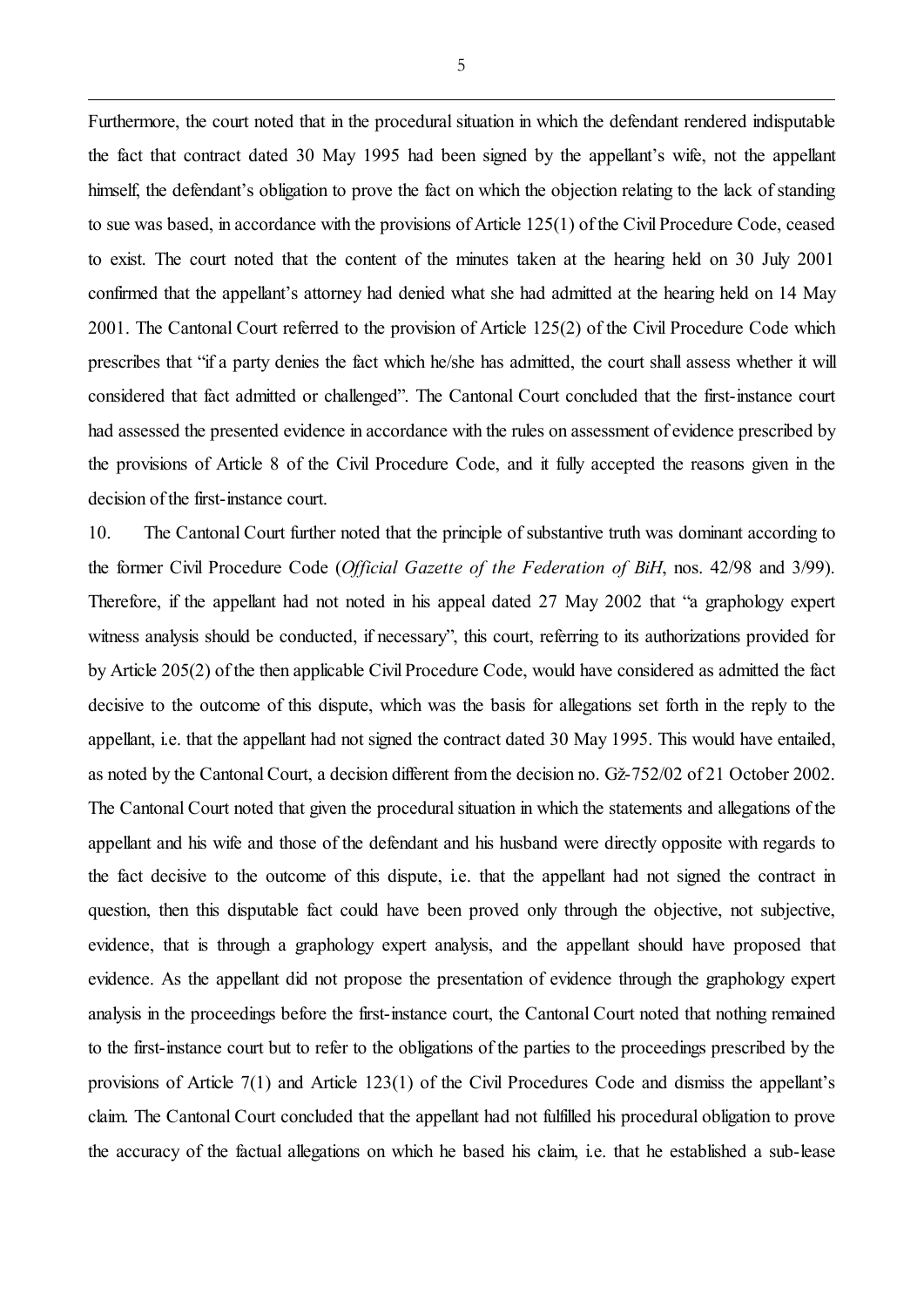Furthermore, the court noted that in the procedural situation in which the defendant rendered indisputable the fact that contract dated 30 May 1995 had been signed by the appellant's wife, not the appellant himself, the defendant's obligation to prove the fact on which the objection relating to the lack of standing to sue was based, in accordance with the provisions of Article 125(1) of the Civil Procedure Code, ceased to exist. The court noted that the content of the minutes taken at the hearing held on 30 July 2001 confirmed that the appellant's attorney had denied what she had admitted at the hearing held on 14 May 2001. The Cantonal Court referred to the provision of Article 125(2) of the Civil Procedure Code which prescribes that "if a party denies the fact which he/she has admitted, the court shall assess whether it will considered that fact admitted or challenged". The Cantonal Court concluded that the first-instance court had assessed the presented evidence in accordance with the rules on assessment of evidence prescribed by the provisions of Article 8 of the Civil Procedure Code, and it fully accepted the reasons given in the decision of the first-instance court.

10. The Cantonal Court further noted that the principle of substantive truth was dominant according to the former Civil Procedure Code (*Official Gazette of the Federation of BiH*, nos. 42/98 and 3/99). Therefore, if the appellant had not noted in his appeal dated 27 May 2002 that "a graphology expert witness analysis should be conducted, if necessary", this court, referring to its authorizations provided for by Article 205(2) of the then applicable Civil Procedure Code, would have considered as admitted the fact decisive to the outcome of this dispute, which was the basis for allegations set forth in the reply to the appellant, i.e. that the appellant had not signed the contract dated 30 May 1995. This would have entailed, as noted by the Cantonal Court, a decision different from the decision no. Gž-752/02 of 21 October 2002. The Cantonal Court noted that given the procedural situation in which the statements and allegations of the appellant and his wife and those of the defendant and his husband were directly opposite with regards to the fact decisive to the outcome of this dispute, i.e. that the appellant had not signed the contract in question, then this disputable fact could have been proved only through the objective, not subjective, evidence, that is through a graphology expert analysis, and the appellant should have proposed that evidence. As the appellant did not propose the presentation of evidence through the graphology expert analysis in the proceedings before the first-instance court, the Cantonal Court noted that nothing remained to the first-instance court but to refer to the obligations of the parties to the proceedings prescribed by the provisions of Article 7(1) and Article 123(1) of the Civil Procedures Code and dismiss the appellant's claim. The Cantonal Court concluded that the appellant had not fulfilled his procedural obligation to prove the accuracy of the factual allegations on which he based his claim, i.e. that he established a sub-lease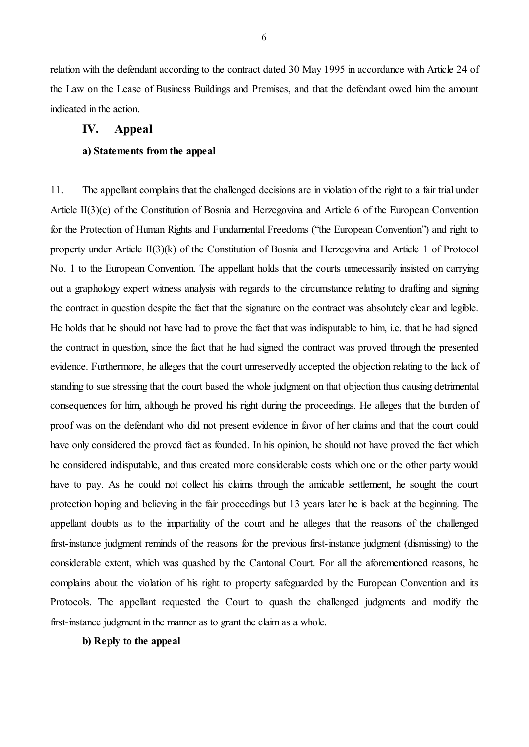relation with the defendant according to the contract dated 30 May 1995 in accordance with Article 24 of the Law on the Lease of Business Buildings and Premises, and that the defendant owed him the amount indicated in the action.

## IV. Appeal

### a) Statements from the appeal

11. The appellant complains that the challenged decisions are in violation of the right to a fair trial under Article II(3)(e) of the Constitution of Bosnia and Herzegovina and Article 6 of the European Convention for the Protection of Human Rights and Fundamental Freedoms ("the European Convention") and right to property under Article II(3)(k) of the Constitution of Bosnia and Herzegovina and Article 1 of Protocol No. 1 to the European Convention. The appellant holds that the courts unnecessarily insisted on carrying out a graphology expert witness analysis with regards to the circumstance relating to drafting and signing the contract in question despite the fact that the signature on the contract was absolutely clear and legible. He holds that he should not have had to prove the fact that was indisputable to him, i.e. that he had signed the contract in question, since the fact that he had signed the contract was proved through the presented evidence. Furthermore, he alleges that the court unreservedly accepted the objection relating to the lack of standing to sue stressing that the court based the whole judgment on that objection thus causing detrimental consequences for him, although he proved his right during the proceedings. He alleges that the burden of proof was on the defendant who did not present evidence in favor of her claims and that the court could have only considered the proved fact as founded. In his opinion, he should not have proved the fact which he considered indisputable, and thus created more considerable costs which one or the other party would have to pay. As he could not collect his claims through the amicable settlement, he sought the court protection hoping and believing in the fair proceedings but 13 years later he is back at the beginning. The appellant doubts as to the impartiality of the court and he alleges that the reasons of the challenged first-instance judgment reminds of the reasons for the previous first-instance judgment (dismissing) to the considerable extent, which was quashed by the Cantonal Court. For all the aforementioned reasons, he complains about the violation of his right to property safeguarded by the European Convention and its Protocols. The appellant requested the Court to quash the challenged judgments and modify the first-instance judgment in the manner as to grant the claim as a whole.

### b) Reply to the appeal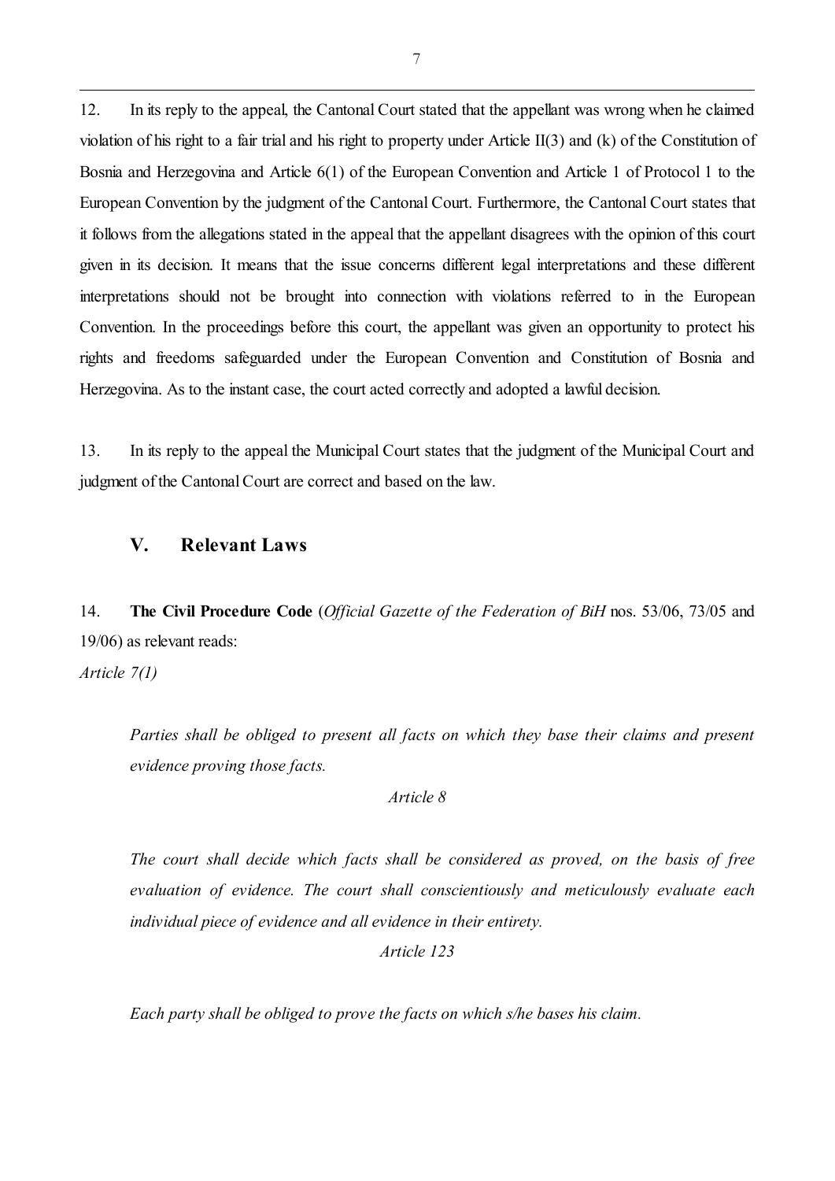12. In its reply to the appeal, the Cantonal Court stated that the appellant was wrong when he claimed violation of his right to a fair trial and his right to property under Article II(3) and (k) of the Constitution of Bosnia and Herzegovina and Article 6(1) of the European Convention and Article 1 of Protocol 1 to the European Convention by the judgment of the Cantonal Court. Furthermore, the Cantonal Court states that it follows from the allegations stated in the appeal that the appellant disagrees with the opinion of this court given in its decision. It means that the issue concerns different legal interpretations and these different interpretations should not be brought into connection with violations referred to in the European Convention. In the proceedings before this court, the appellant was given an opportunity to protect his rights and freedoms safeguarded under the European Convention and Constitution of Bosnia and Herzegovina. As to the instant case, the court acted correctly and adopted a lawful decision.

13. In its reply to the appeal the Municipal Court states that the judgment of the Municipal Court and judgment of the Cantonal Court are correct and based on the law.

## V. Relevant Laws

14. **The Civil Procedure Code** (*Official Gazette of the Federation of BiH* nos. 53/06, 73/05 and 19/06) as relevant reads:

*Article 7(1)*

> *Parties shall be obliged to present all facts on which they base their claims and present evidence proving those facts.*

*Article 8*

> *The court shall decide which facts shall be considered as proved, on the basis of free evaluation of evidence. The court shall conscientiously and meticulously evaluate each individual piece of evidence and all evidence in their entirety.*

*Article 123*

> *Each party shall be obliged to prove the facts on which s/he bases his claim.*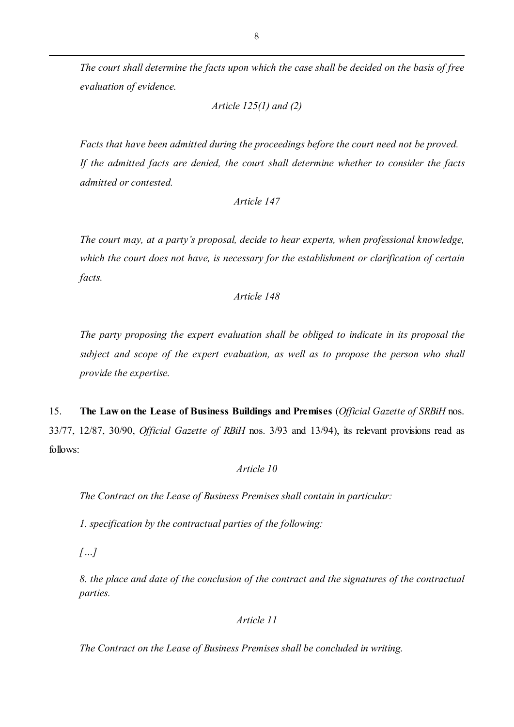*The court shall determine the facts upon which the case shall be decided on the basis of free evaluation of evidence.*

*Article 125(1) and (2)*

*Facts that have been admitted during the proceedings before the court need not be proved. If the admitted facts are denied, the court shall determine whether to consider the facts admitted or contested.*

*Article 147*

*The court may, at a party's proposal, decide to hear experts, when professional knowledge, which the court does not have, is necessary for the establishment or clarification of certain facts.*

*Article 148*

*The party proposing the expert evaluation shall be obliged to indicate in its proposal the subject and scope of the expert evaluation, as well as to propose the person who shall provide the expertise.*

15. **The Law on the Lease of Business Buildings and Premises** (*Official Gazette of SRBiH* nos. 33/77, 12/87, 30/90, *Official Gazette of RBiH* nos. 3/93 and 13/94), its relevant provisions read as follows:

*Article 10*

*The Contract on the Lease of Business Premises shall contain in particular:*

*1. specification by the contractual parties of the following:*

*[…]*

*8. the place and date of the conclusion of the contract and the signatures of the contractual parties.*

*Article 11*

*The Contract on the Lease of Business Premises shall be concluded in writing.*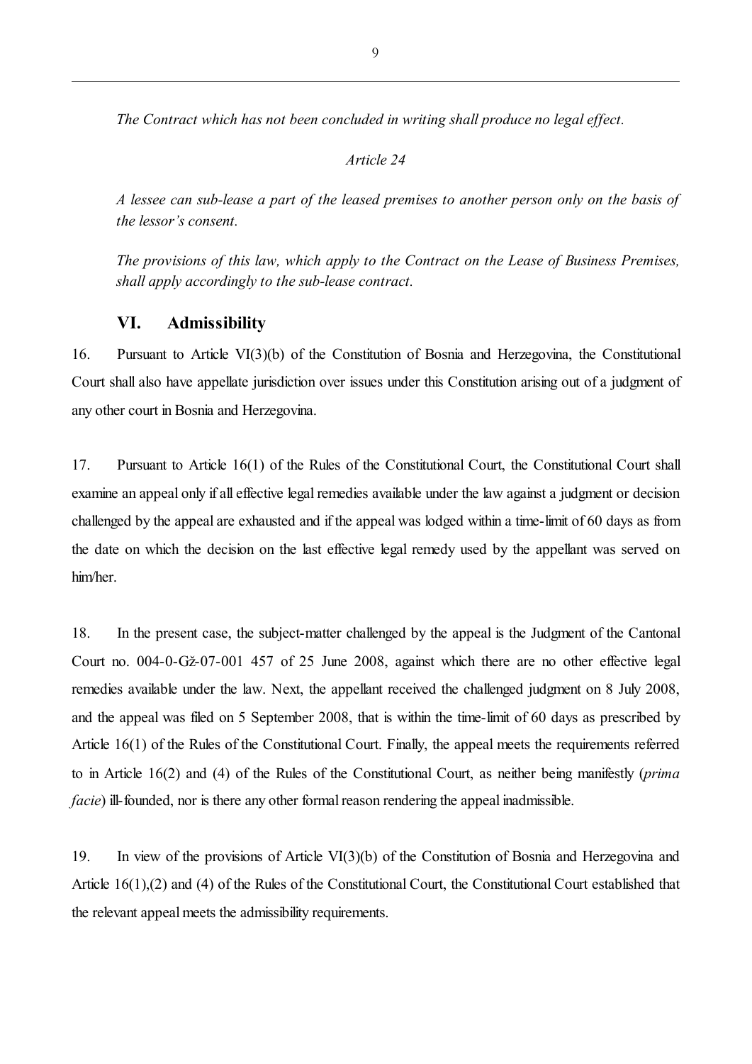*The Contract which has not been concluded in writing shall produce no legal effect.*

*Article 24*

*A lessee can sub-lease a part of the leased premises to another person only on the basis of the lessor's consent.*

*The provisions of this law, which apply to the Contract on the Lease of Business Premises, shall apply accordingly to the sub-lease contract.*

## VI. Admissibility

16. Pursuant to Article VI(3)(b) of the Constitution of Bosnia and Herzegovina, the Constitutional Court shall also have appellate jurisdiction over issues under this Constitution arising out of a judgment of any other court in Bosnia and Herzegovina.

17. Pursuant to Article 16(1) of the Rules of the Constitutional Court, the Constitutional Court shall examine an appeal only if all effective legal remedies available under the law against a judgment or decision challenged by the appeal are exhausted and if the appeal was lodged within a time-limit of 60 days as from the date on which the decision on the last effective legal remedy used by the appellant was served on him/her.

18. In the present case, the subject-matter challenged by the appeal is the Judgment of the Cantonal Court no. 004-0-Gž-07-001 457 of 25 June 2008, against which there are no other effective legal remedies available under the law. Next, the appellant received the challenged judgment on 8 July 2008, and the appeal was filed on 5 September 2008, that is within the time-limit of 60 days as prescribed by Article 16(1) of the Rules of the Constitutional Court. Finally, the appeal meets the requirements referred to in Article 16(2) and (4) of the Rules of the Constitutional Court, as neither being manifestly (*prima facie*) ill-founded, nor is there any other formal reason rendering the appeal inadmissible.

19. In view of the provisions of Article VI(3)(b) of the Constitution of Bosnia and Herzegovina and Article 16(1),(2) and (4) of the Rules of the Constitutional Court, the Constitutional Court established that the relevant appeal meets the admissibility requirements.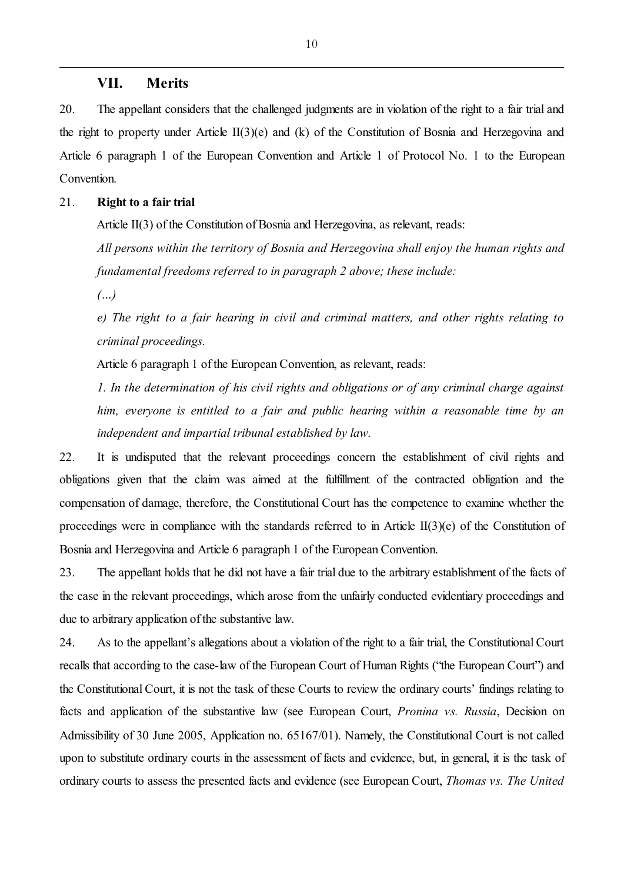## VII. Merits

20. The appellant considers that the challenged judgments are in violation of the right to a fair trial and the right to property under Article II(3)(e) and (k) of the Constitution of Bosnia and Herzegovina and Article 6 paragraph 1 of the European Convention and Article 1 of Protocol No. 1 to the European Convention.

21. **Right to a fair trial**

Article II(3) of the Constitution of Bosnia and Herzegovina, as relevant, reads:

*All persons within the territory of Bosnia and Herzegovina shall enjoy the human rights and fundamental freedoms referred to in paragraph 2 above; these include:*

*(...)*

*e) The right to a fair hearing in civil and criminal matters, and other rights relating to criminal proceedings.*

Article 6 paragraph 1 of the European Convention, as relevant, reads:

*1. In the determination of his civil rights and obligations or of any criminal charge against him, everyone is entitled to a fair and public hearing within a reasonable time by an independent and impartial tribunal established by law.*

22. It is undisputed that the relevant proceedings concern the establishment of civil rights and obligations given that the claim was aimed at the fulfillment of the contracted obligation and the compensation of damage, therefore, the Constitutional Court has the competence to examine whether the proceedings were in compliance with the standards referred to in Article II(3)(e) of the Constitution of Bosnia and Herzegovina and Article 6 paragraph 1 of the European Convention.

23. The appellant holds that he did not have a fair trial due to the arbitrary establishment of the facts of the case in the relevant proceedings, which arose from the unfairly conducted evidentiary proceedings and due to arbitrary application of the substantive law.

24. As to the appellant's allegations about a violation of the right to a fair trial, the Constitutional Court recalls that according to the case-law of the European Court of Human Rights ("the European Court") and the Constitutional Court, it is not the task of these Courts to review the ordinary courts' findings relating to facts and application of the substantive law (see European Court, *Pronina vs. Russia*, Decision on Admissibility of 30 June 2005, Application no. 65167/01). Namely, the Constitutional Court is not called upon to substitute ordinary courts in the assessment of facts and evidence, but, in general, it is the task of ordinary courts to assess the presented facts and evidence (see European Court, *Thomas vs. The United*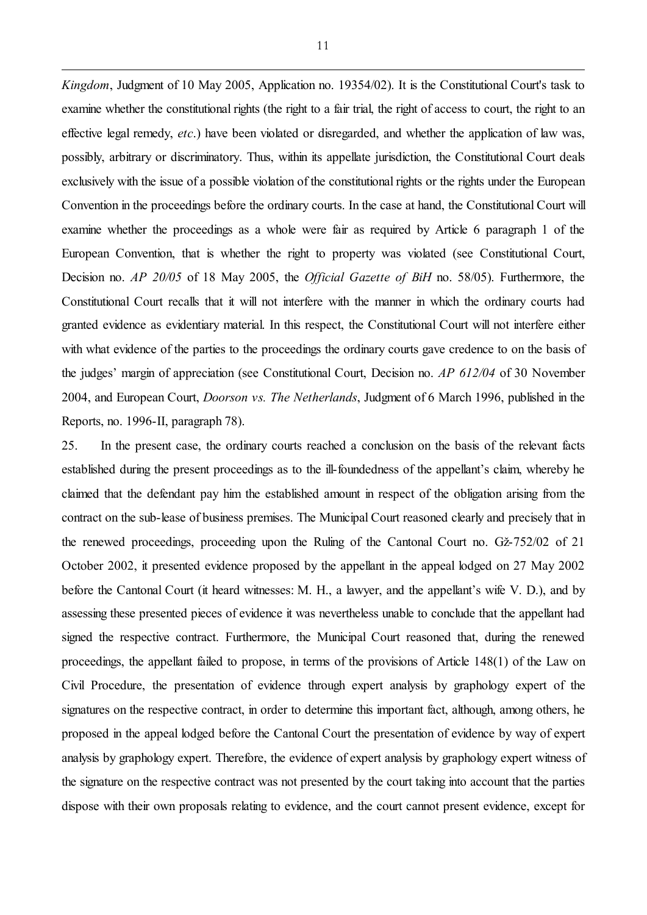*Kingdom*, Judgment of 10 May 2005, Application no. 19354/02). It is the Constitutional Court's task to examine whether the constitutional rights (the right to a fair trial, the right of access to court, the right to an effective legal remedy, *etc*.) have been violated or disregarded, and whether the application of law was, possibly, arbitrary or discriminatory. Thus, within its appellate jurisdiction, the Constitutional Court deals exclusively with the issue of a possible violation of the constitutional rights or the rights under the European Convention in the proceedings before the ordinary courts. In the case at hand, the Constitutional Court will examine whether the proceedings as a whole were fair as required by Article 6 paragraph 1 of the European Convention, that is whether the right to property was violated (see Constitutional Court, Decision no. *AP 20/05* of 18 May 2005, the *Official Gazette of BiH* no. 58/05). Furthermore, the Constitutional Court recalls that it will not interfere with the manner in which the ordinary courts had granted evidence as evidentiary material. In this respect, the Constitutional Court will not interfere either with what evidence of the parties to the proceedings the ordinary courts gave credence to on the basis of the judges' margin of appreciation (see Constitutional Court, Decision no. *AP 612/04* of 30 November 2004, and European Court, *Doorson vs. The Netherlands*, Judgment of 6 March 1996, published in the Reports, no. 1996-II, paragraph 78).

25. In the present case, the ordinary courts reached a conclusion on the basis of the relevant facts established during the present proceedings as to the ill-foundedness of the appellant's claim, whereby he claimed that the defendant pay him the established amount in respect of the obligation arising from the contract on the sub-lease of business premises. The Municipal Court reasoned clearly and precisely that in the renewed proceedings, proceeding upon the Ruling of the Cantonal Court no. Gž-752/02 of 21 October 2002, it presented evidence proposed by the appellant in the appeal lodged on 27 May 2002 before the Cantonal Court (it heard witnesses: M. H., a lawyer, and the appellant's wife V. D.), and by assessing these presented pieces of evidence it was nevertheless unable to conclude that the appellant had signed the respective contract. Furthermore, the Municipal Court reasoned that, during the renewed proceedings, the appellant failed to propose, in terms of the provisions of Article 148(1) of the Law on Civil Procedure, the presentation of evidence through expert analysis by graphology expert of the signatures on the respective contract, in order to determine this important fact, although, among others, he proposed in the appeal lodged before the Cantonal Court the presentation of evidence by way of expert analysis by graphology expert. Therefore, the evidence of expert analysis by graphology expert witness of the signature on the respective contract was not presented by the court taking into account that the parties dispose with their own proposals relating to evidence, and the court cannot present evidence, except for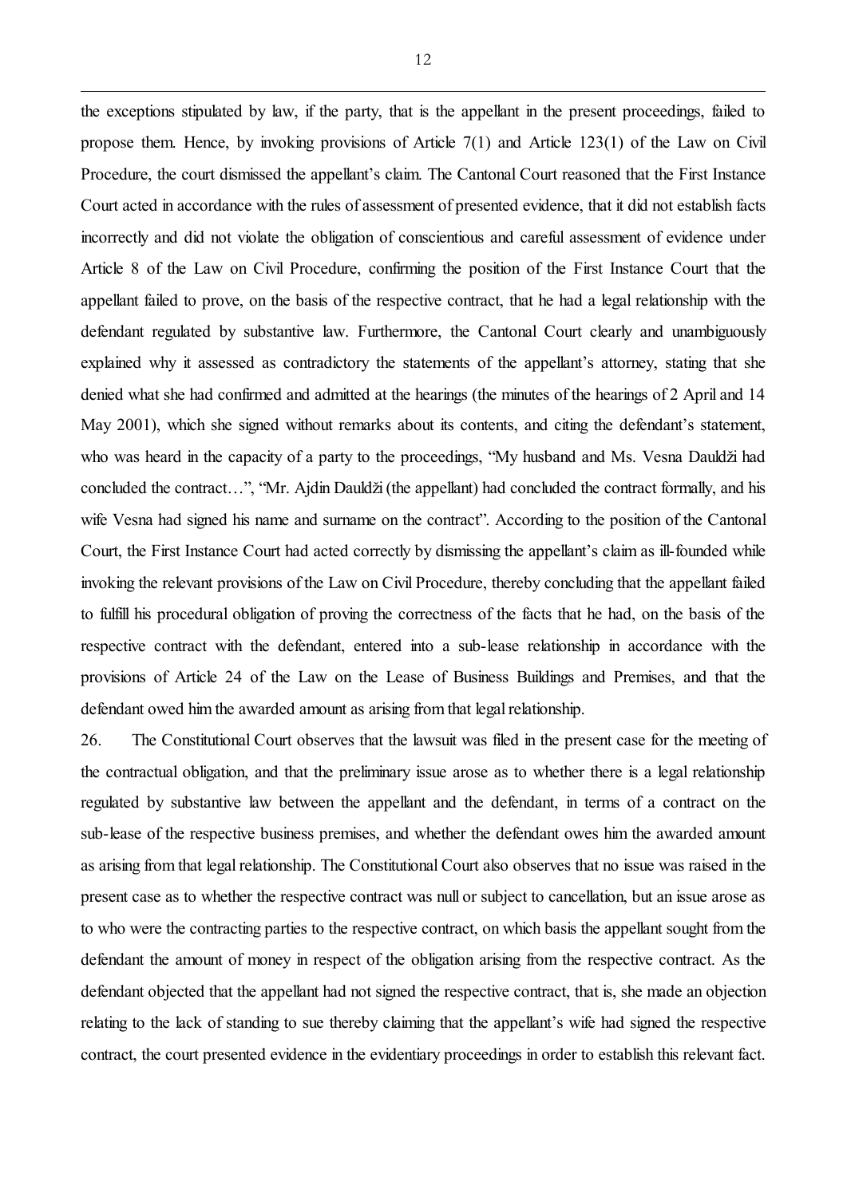the exceptions stipulated by law, if the party, that is the appellant in the present proceedings, failed to propose them. Hence, by invoking provisions of Article 7(1) and Article 123(1) of the Law on Civil Procedure, the court dismissed the appellant's claim. The Cantonal Court reasoned that the First Instance Court acted in accordance with the rules of assessment of presented evidence, that it did not establish facts incorrectly and did not violate the obligation of conscientious and careful assessment of evidence under Article 8 of the Law on Civil Procedure, confirming the position of the First Instance Court that the appellant failed to prove, on the basis of the respective contract, that he had a legal relationship with the defendant regulated by substantive law. Furthermore, the Cantonal Court clearly and unambiguously explained why it assessed as contradictory the statements of the appellant's attorney, stating that she denied what she had confirmed and admitted at the hearings (the minutes of the hearings of 2 April and 14 May 2001), which she signed without remarks about its contents, and citing the defendant's statement, who was heard in the capacity of a party to the proceedings, "My husband and Ms. Vesna Dauldži had concluded the contract…", "Mr. Ajdin Dauldži (the appellant) had concluded the contract formally, and his wife Vesna had signed his name and surname on the contract". According to the position of the Cantonal Court, the First Instance Court had acted correctly by dismissing the appellant's claim as ill-founded while invoking the relevant provisions of the Law on Civil Procedure, thereby concluding that the appellant failed to fulfill his procedural obligation of proving the correctness of the facts that he had, on the basis of the respective contract with the defendant, entered into a sub-lease relationship in accordance with the provisions of Article 24 of the Law on the Lease of Business Buildings and Premises, and that the defendant owed him the awarded amount as arising from that legal relationship.

26. The Constitutional Court observes that the lawsuit was filed in the present case for the meeting of the contractual obligation, and that the preliminary issue arose as to whether there is a legal relationship regulated by substantive law between the appellant and the defendant, in terms of a contract on the sub-lease of the respective business premises, and whether the defendant owes him the awarded amount as arising from that legal relationship. The Constitutional Court also observes that no issue was raised in the present case as to whether the respective contract was null or subject to cancellation, but an issue arose as to who were the contracting parties to the respective contract, on which basis the appellant sought from the defendant the amount of money in respect of the obligation arising from the respective contract. As the defendant objected that the appellant had not signed the respective contract, that is, she made an objection relating to the lack of standing to sue thereby claiming that the appellant's wife had signed the respective contract, the court presented evidence in the evidentiary proceedings in order to establish this relevant fact.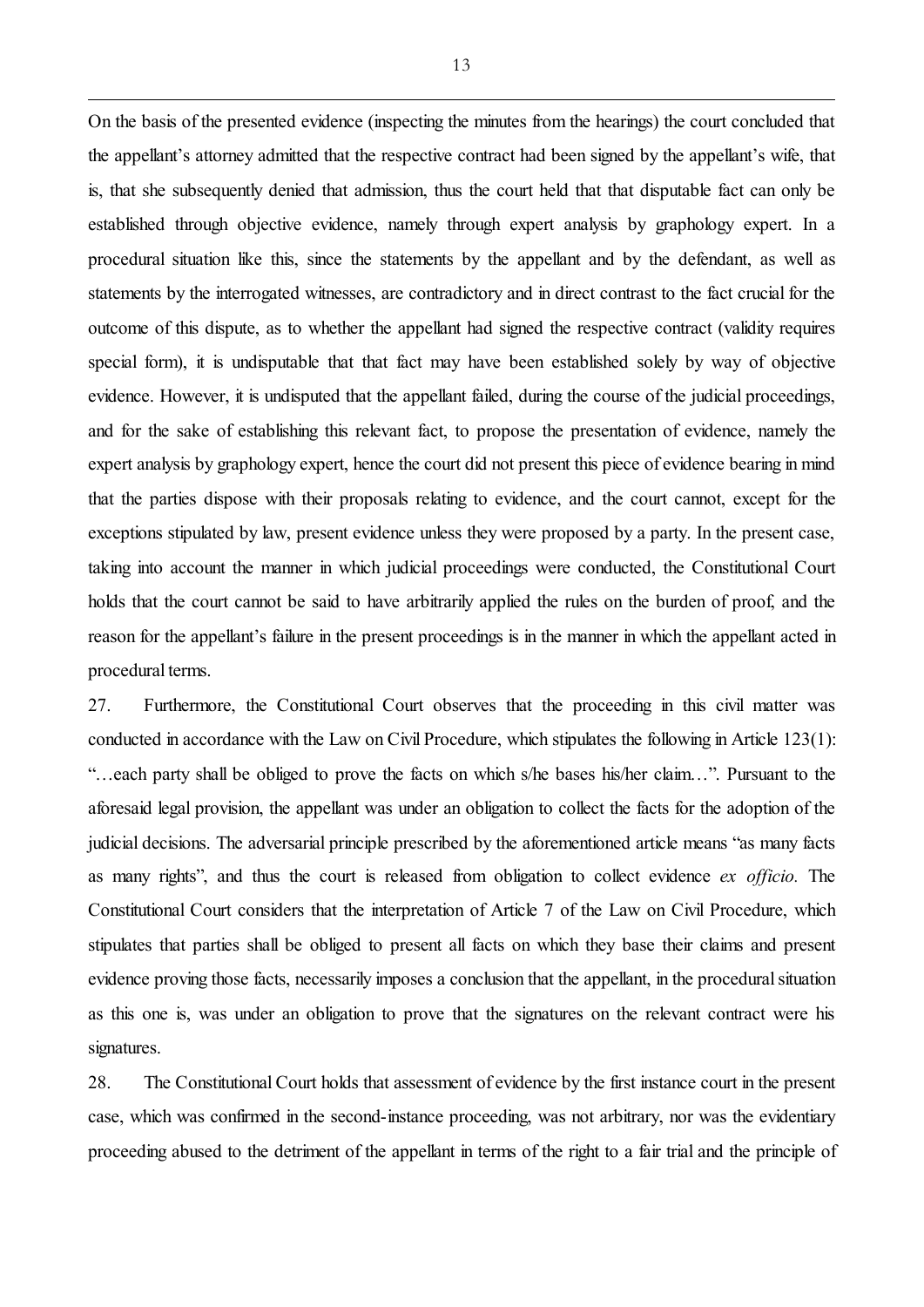On the basis of the presented evidence (inspecting the minutes from the hearings) the court concluded that the appellant's attorney admitted that the respective contract had been signed by the appellant's wife, that is, that she subsequently denied that admission, thus the court held that that disputable fact can only be established through objective evidence, namely through expert analysis by graphology expert. In a procedural situation like this, since the statements by the appellant and by the defendant, as well as statements by the interrogated witnesses, are contradictory and in direct contrast to the fact crucial for the outcome of this dispute, as to whether the appellant had signed the respective contract (validity requires special form), it is undisputable that that fact may have been established solely by way of objective evidence. However, it is undisputed that the appellant failed, during the course of the judicial proceedings, and for the sake of establishing this relevant fact, to propose the presentation of evidence, namely the expert analysis by graphology expert, hence the court did not present this piece of evidence bearing in mind that the parties dispose with their proposals relating to evidence, and the court cannot, except for the exceptions stipulated by law, present evidence unless they were proposed by a party. In the present case, taking into account the manner in which judicial proceedings were conducted, the Constitutional Court holds that the court cannot be said to have arbitrarily applied the rules on the burden of proof, and the reason for the appellant's failure in the present proceedings is in the manner in which the appellant acted in procedural terms.

27. Furthermore, the Constitutional Court observes that the proceeding in this civil matter was conducted in accordance with the Law on Civil Procedure, which stipulates the following in Article 123(1): "…each party shall be obliged to prove the facts on which s/he bases his/her claim…". Pursuant to the aforesaid legal provision, the appellant was under an obligation to collect the facts for the adoption of the judicial decisions. The adversarial principle prescribed by the aforementioned article means "as many facts as many rights", and thus the court is released from obligation to collect evidence *ex officio.* The Constitutional Court considers that the interpretation of Article 7 of the Law on Civil Procedure, which stipulates that parties shall be obliged to present all facts on which they base their claims and present evidence proving those facts, necessarily imposes a conclusion that the appellant, in the procedural situation as this one is, was under an obligation to prove that the signatures on the relevant contract were his signatures.

28. The Constitutional Court holds that assessment of evidence by the first instance court in the present case, which was confirmed in the second-instance proceeding, was not arbitrary, nor was the evidentiary proceeding abused to the detriment of the appellant in terms of the right to a fair trial and the principle of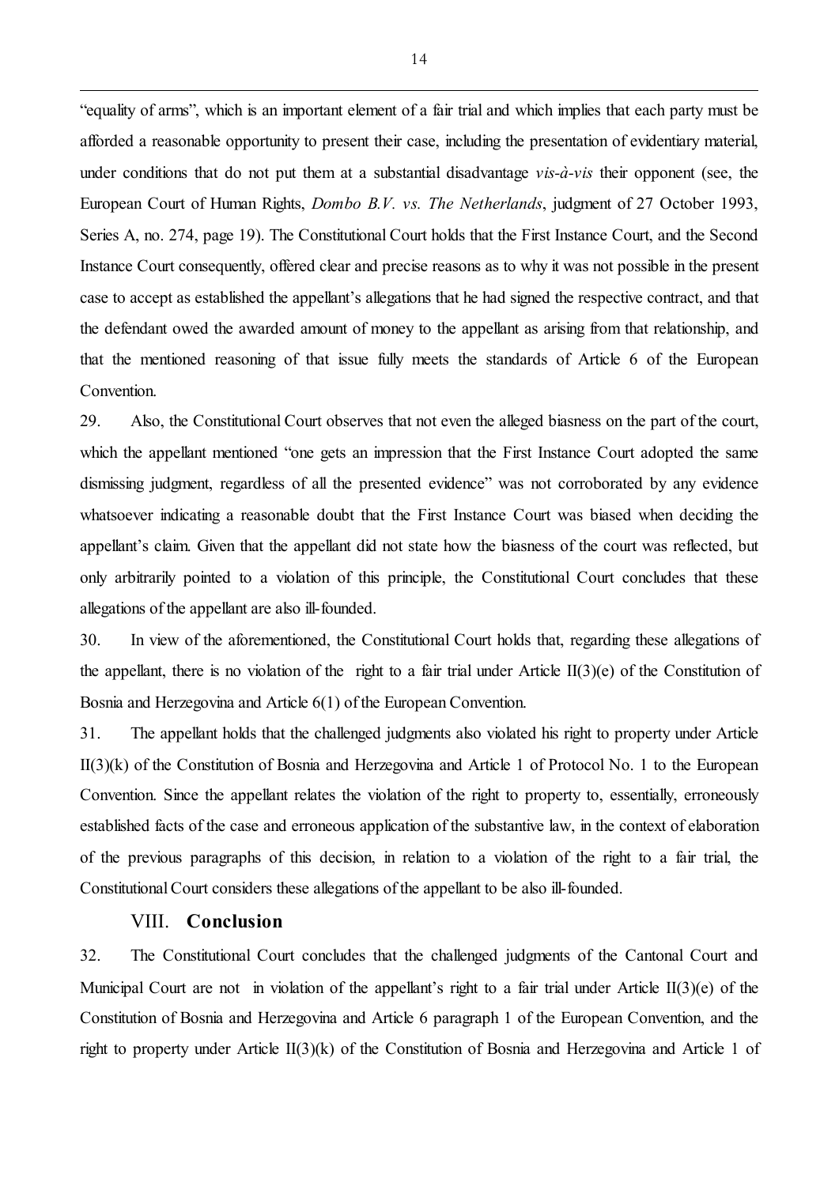"equality of arms", which is an important element of a fair trial and which implies that each party must be afforded a reasonable opportunity to present their case, including the presentation of evidentiary material, under conditions that do not put them at a substantial disadvantage *vis-à-vis* their opponent (see, the European Court of Human Rights, *Dombo B.V. vs. The Netherlands*, judgment of 27 October 1993, Series A, no. 274, page 19). The Constitutional Court holds that the First Instance Court, and the Second Instance Court consequently, offered clear and precise reasons as to why it was not possible in the present case to accept as established the appellant's allegations that he had signed the respective contract, and that the defendant owed the awarded amount of money to the appellant as arising from that relationship, and that the mentioned reasoning of that issue fully meets the standards of Article 6 of the European Convention.

29. Also, the Constitutional Court observes that not even the alleged biasness on the part of the court, which the appellant mentioned "one gets an impression that the First Instance Court adopted the same dismissing judgment, regardless of all the presented evidence" was not corroborated by any evidence whatsoever indicating a reasonable doubt that the First Instance Court was biased when deciding the appellant's claim. Given that the appellant did not state how the biasness of the court was reflected, but only arbitrarily pointed to a violation of this principle, the Constitutional Court concludes that these allegations of the appellant are also ill-founded.

30. In view of the aforementioned, the Constitutional Court holds that, regarding these allegations of the appellant, there is no violation of the right to a fair trial under Article II(3)(e) of the Constitution of Bosnia and Herzegovina and Article 6(1) of the European Convention.

31. The appellant holds that the challenged judgments also violated his right to property under Article II(3)(k) of the Constitution of Bosnia and Herzegovina and Article 1 of Protocol No. 1 to the European Convention. Since the appellant relates the violation of the right to property to, essentially, erroneously established facts of the case and erroneous application of the substantive law, in the context of elaboration of the previous paragraphs of this decision, in relation to a violation of the right to a fair trial, the Constitutional Court considers these allegations of the appellant to be also ill-founded.

## VIII. Conclusion

32. The Constitutional Court concludes that the challenged judgments of the Cantonal Court and Municipal Court are not in violation of the appellant's right to a fair trial under Article II(3)(e) of the Constitution of Bosnia and Herzegovina and Article 6 paragraph 1 of the European Convention, and the right to property under Article II(3)(k) of the Constitution of Bosnia and Herzegovina and Article 1 of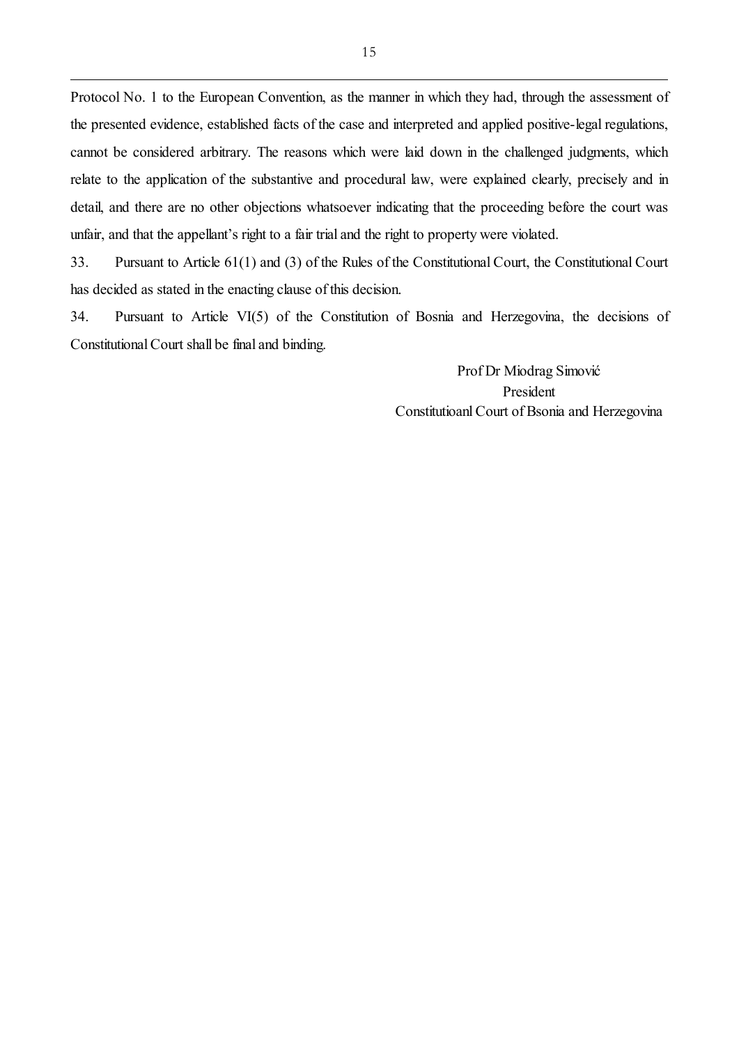Protocol No. 1 to the European Convention, as the manner in which they had, through the assessment of the presented evidence, established facts of the case and interpreted and applied positive-legal regulations, cannot be considered arbitrary. The reasons which were laid down in the challenged judgments, which relate to the application of the substantive and procedural law, were explained clearly, precisely and in detail, and there are no other objections whatsoever indicating that the proceeding before the court was unfair, and that the appellant's right to a fair trial and the right to property were violated.

33. Pursuant to Article 61(1) and (3) of the Rules of the Constitutional Court, the Constitutional Court has decided as stated in the enacting clause of this decision.

34. Pursuant to Article VI(5) of the Constitution of Bosnia and Herzegovina, the decisions of Constitutional Court shall be final and binding.

Prof Dr Miodrag Simović
President
Constitutioanl Court of Bsonia and Herzegovina